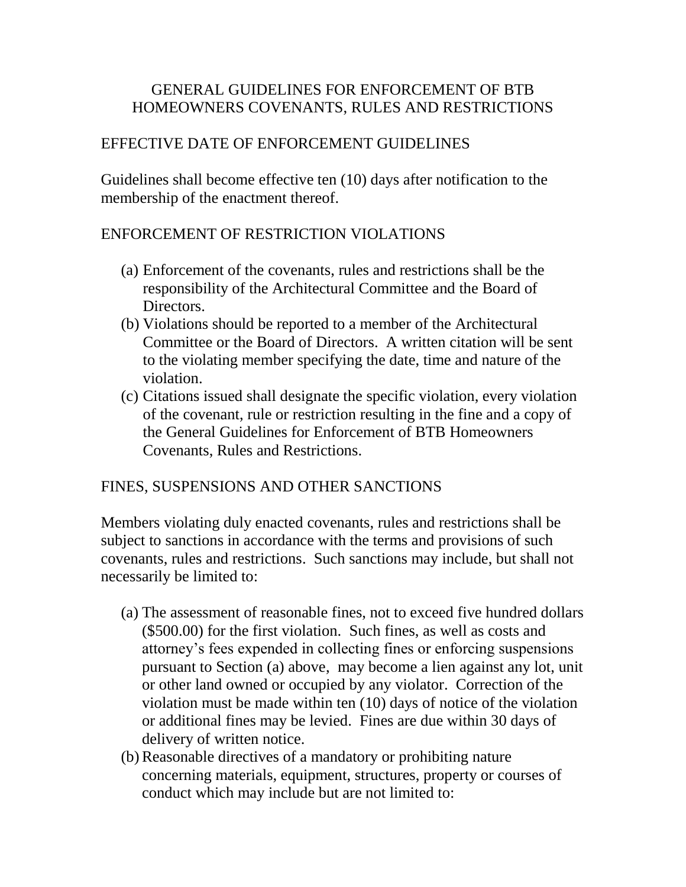# GENERAL GUIDELINES FOR ENFORCEMENT OF BTB HOMEOWNERS COVENANTS, RULES AND RESTRICTIONS

## EFFECTIVE DATE OF ENFORCEMENT GUIDELINES

Guidelines shall become effective ten (10) days after notification to the membership of the enactment thereof.

## ENFORCEMENT OF RESTRICTION VIOLATIONS

(a) Enforcement of the covenants, rules and restrictions shall be the responsibility of the Architectural Committee and the Board of Directors.

(b) Violations should be reported to a member of the Architectural Committee or the Board of Directors. A written citation will be sent to the violating member specifying the date, time and nature of the violation.

(c) Citations issued shall designate the specific violation, every violation of the covenant, rule or restriction resulting in the fine and a copy of the General Guidelines for Enforcement of BTB Homeowners Covenants, Rules and Restrictions.

## FINES, SUSPENSIONS AND OTHER SANCTIONS

Members violating duly enacted covenants, rules and restrictions shall be subject to sanctions in accordance with the terms and provisions of such covenants, rules and restrictions. Such sanctions may include, but shall not necessarily be limited to:

(a) The assessment of reasonable fines, not to exceed five hundred dollars ($500.00) for the first violation. Such fines, as well as costs and attorney's fees expended in collecting fines or enforcing suspensions pursuant to Section (a) above, may become a lien against any lot, unit or other land owned or occupied by any violator. Correction of the violation must be made within ten (10) days of notice of the violation or additional fines may be levied. Fines are due within 30 days of delivery of written notice.

(b) Reasonable directives of a mandatory or prohibiting nature concerning materials, equipment, structures, property or courses of conduct which may include but are not limited to: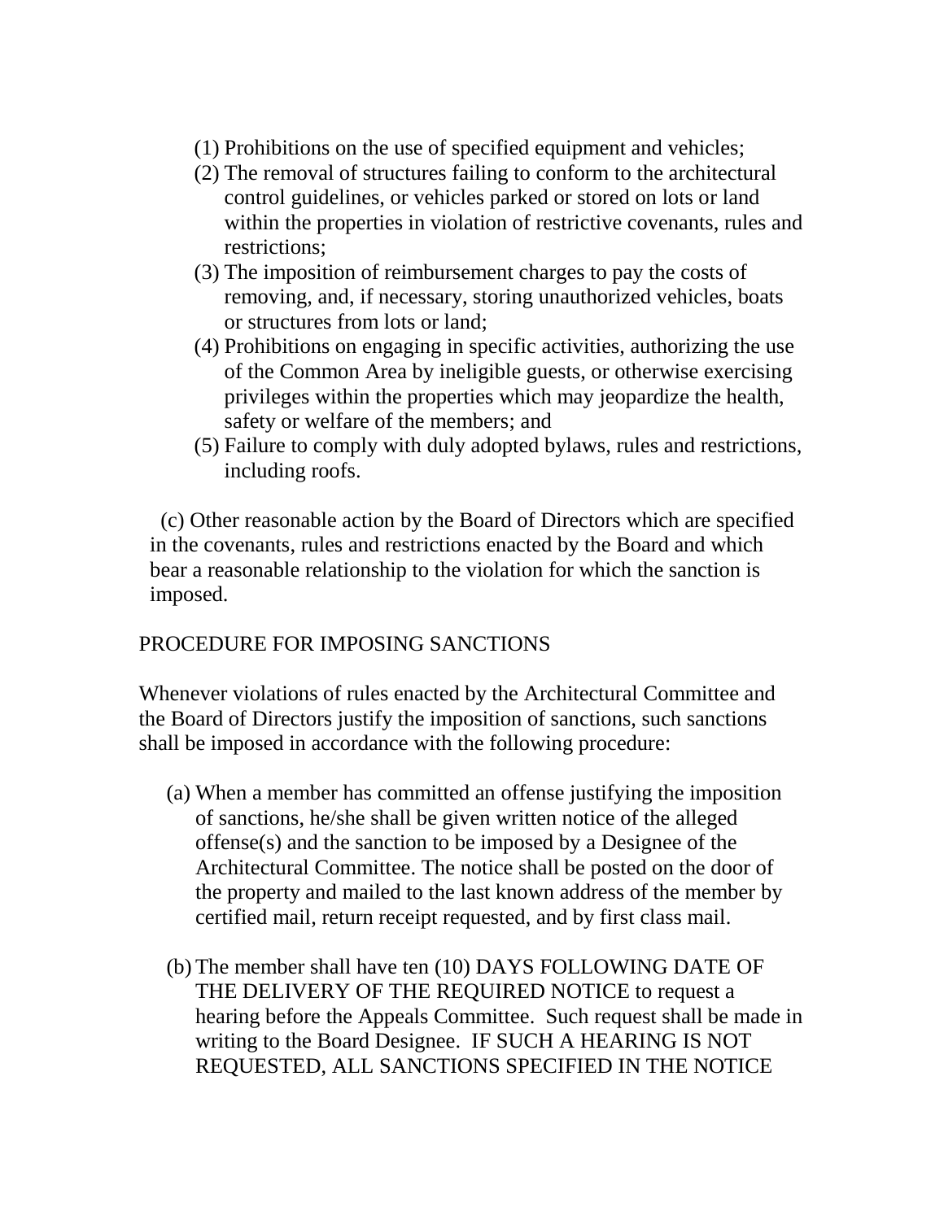(1) Prohibitions on the use of specified equipment and vehicles;
(2) The removal of structures failing to conform to the architectural control guidelines, or vehicles parked or stored on lots or land within the properties in violation of restrictive covenants, rules and restrictions;
(3) The imposition of reimbursement charges to pay the costs of removing, and, if necessary, storing unauthorized vehicles, boats or structures from lots or land;
(4) Prohibitions on engaging in specific activities, authorizing the use of the Common Area by ineligible guests, or otherwise exercising privileges within the properties which may jeopardize the health, safety or welfare of the members; and
(5) Failure to comply with duly adopted bylaws, rules and restrictions, including roofs.

(c) Other reasonable action by the Board of Directors which are specified in the covenants, rules and restrictions enacted by the Board and which bear a reasonable relationship to the violation for which the sanction is imposed.

PROCEDURE FOR IMPOSING SANCTIONS

Whenever violations of rules enacted by the Architectural Committee and the Board of Directors justify the imposition of sanctions, such sanctions shall be imposed in accordance with the following procedure:

(a) When a member has committed an offense justifying the imposition of sanctions, he/she shall be given written notice of the alleged offense(s) and the sanction to be imposed by a Designee of the Architectural Committee. The notice shall be posted on the door of the property and mailed to the last known address of the member by certified mail, return receipt requested, and by first class mail.

(b) The member shall have ten (10) DAYS FOLLOWING DATE OF THE DELIVERY OF THE REQUIRED NOTICE to request a hearing before the Appeals Committee. Such request shall be made in writing to the Board Designee. IF SUCH A HEARING IS NOT REQUESTED, ALL SANCTIONS SPECIFIED IN THE NOTICE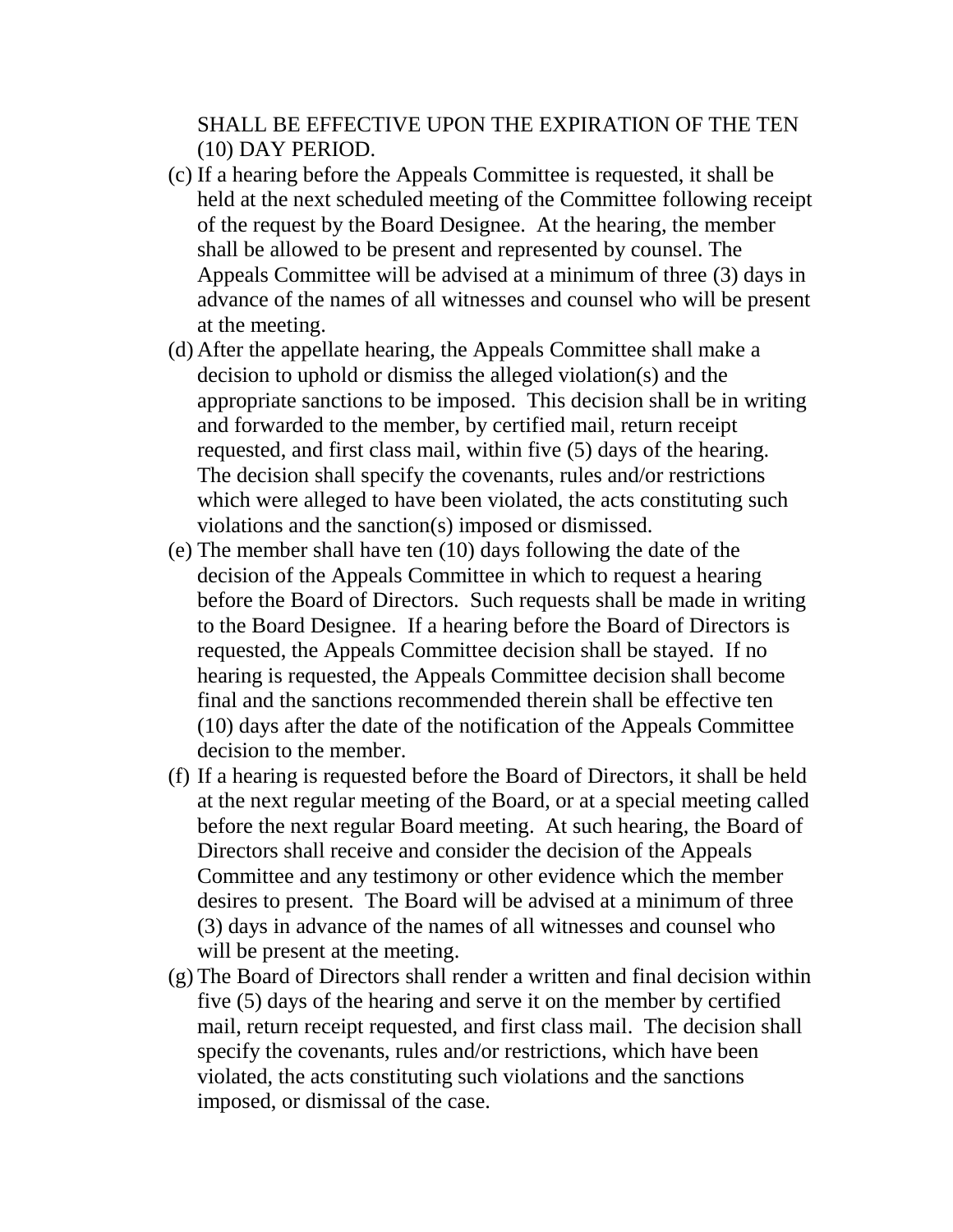SHALL BE EFFECTIVE UPON THE EXPIRATION OF THE TEN (10) DAY PERIOD.

(c) If a hearing before the Appeals Committee is requested, it shall be held at the next scheduled meeting of the Committee following receipt of the request by the Board Designee. At the hearing, the member shall be allowed to be present and represented by counsel. The Appeals Committee will be advised at a minimum of three (3) days in advance of the names of all witnesses and counsel who will be present at the meeting.

(d) After the appellate hearing, the Appeals Committee shall make a decision to uphold or dismiss the alleged violation(s) and the appropriate sanctions to be imposed. This decision shall be in writing and forwarded to the member, by certified mail, return receipt requested, and first class mail, within five (5) days of the hearing. The decision shall specify the covenants, rules and/or restrictions which were alleged to have been violated, the acts constituting such violations and the sanction(s) imposed or dismissed.

(e) The member shall have ten (10) days following the date of the decision of the Appeals Committee in which to request a hearing before the Board of Directors. Such requests shall be made in writing to the Board Designee. If a hearing before the Board of Directors is requested, the Appeals Committee decision shall be stayed. If no hearing is requested, the Appeals Committee decision shall become final and the sanctions recommended therein shall be effective ten (10) days after the date of the notification of the Appeals Committee decision to the member.

(f) If a hearing is requested before the Board of Directors, it shall be held at the next regular meeting of the Board, or at a special meeting called before the next regular Board meeting. At such hearing, the Board of Directors shall receive and consider the decision of the Appeals Committee and any testimony or other evidence which the member desires to present. The Board will be advised at a minimum of three (3) days in advance of the names of all witnesses and counsel who will be present at the meeting.

(g) The Board of Directors shall render a written and final decision within five (5) days of the hearing and serve it on the member by certified mail, return receipt requested, and first class mail. The decision shall specify the covenants, rules and/or restrictions, which have been violated, the acts constituting such violations and the sanctions imposed, or dismissal of the case.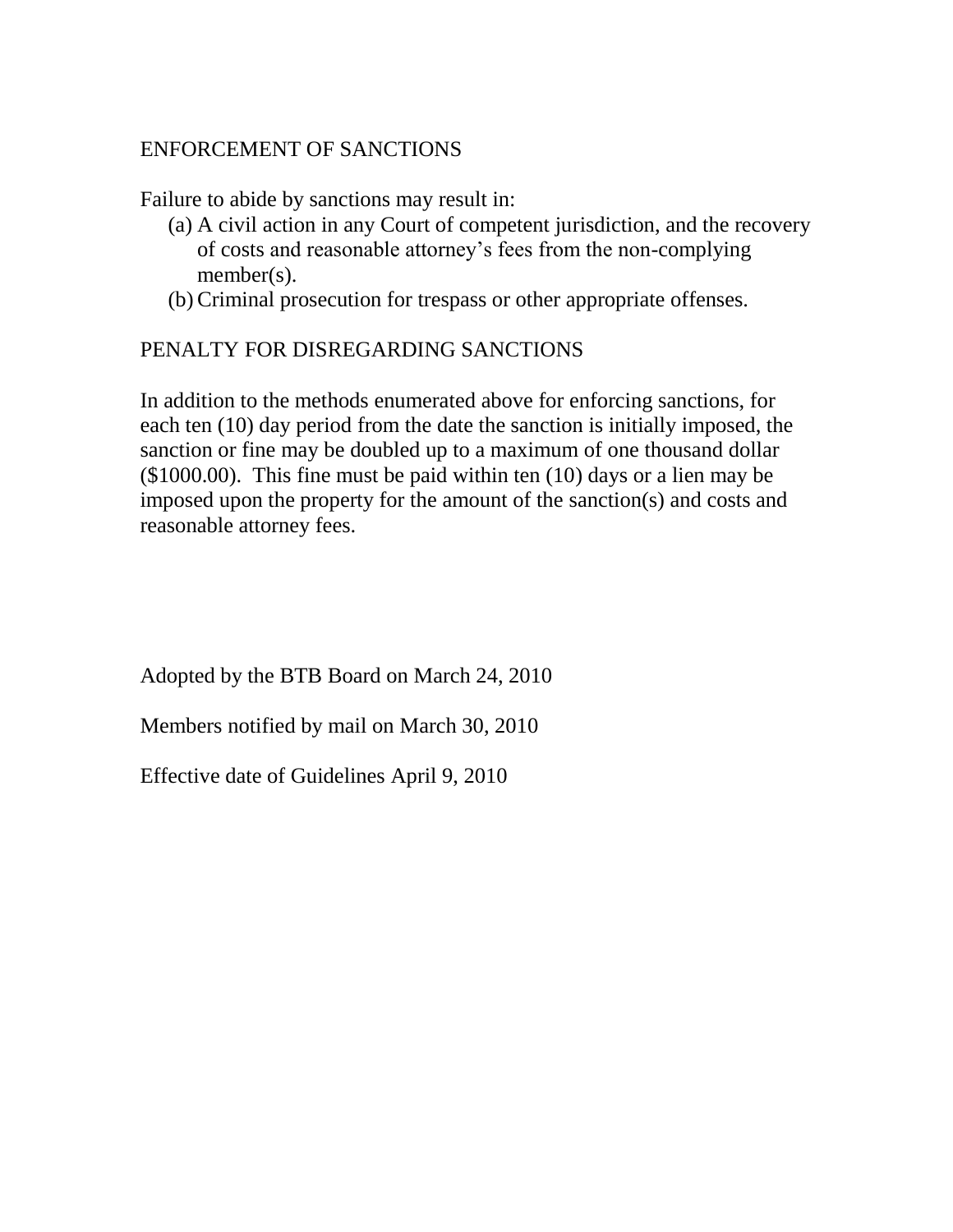## ENFORCEMENT OF SANCTIONS

Failure to abide by sanctions may result in:

(a) A civil action in any Court of competent jurisdiction, and the recovery of costs and reasonable attorney's fees from the non-complying member(s).

(b) Criminal prosecution for trespass or other appropriate offenses.

## PENALTY FOR DISREGARDING SANCTIONS

In addition to the methods enumerated above for enforcing sanctions, for each ten (10) day period from the date the sanction is initially imposed, the sanction or fine may be doubled up to a maximum of one thousand dollar ($1000.00). This fine must be paid within ten (10) days or a lien may be imposed upon the property for the amount of the sanction(s) and costs and reasonable attorney fees.

Adopted by the BTB Board on March 24, 2010

Members notified by mail on March 30, 2010

Effective date of Guidelines April 9, 2010